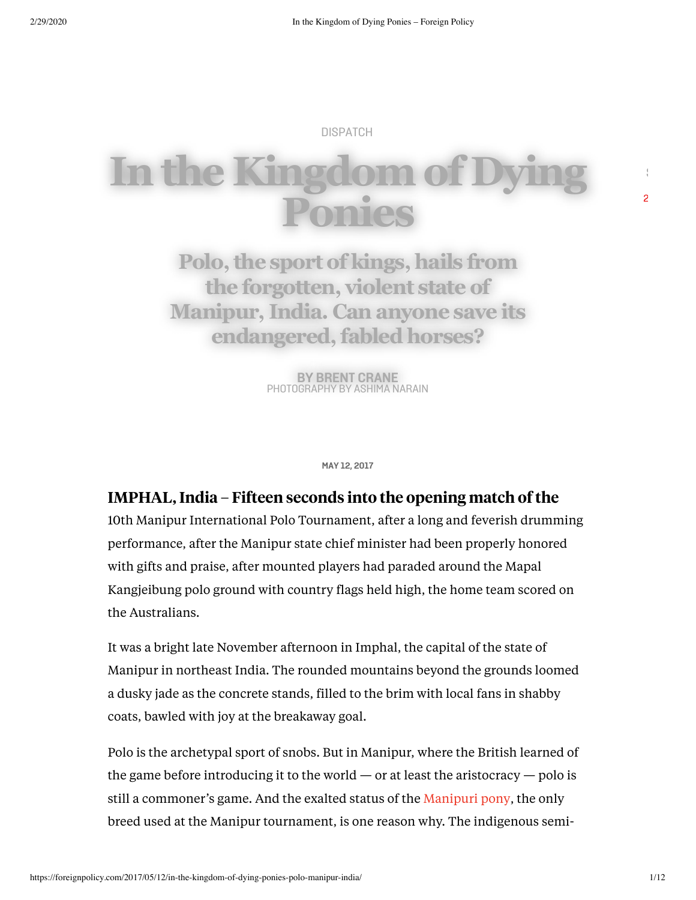DISPATCH

# In the Kingdom of Dying Ponies

## Polo, the sport of kings, hails from the forgotten, violent state of Manipur, India. Can anyone save its endangered, fabled horses?

BY BRENT CRANE
PHOTOGRAPHY BY ASHIMA NARAIN

MAY 12, 2017

**IMPHAL, India – Fifteen seconds into the opening match of the** 10th Manipur International Polo Tournament, after a long and feverish drumming performance, after the Manipur state chief minister had been properly honored with gifts and praise, after mounted players had paraded around the Mapal Kangjeibung polo ground with country flags held high, the home team scored on the Australians.

It was a bright late November afternoon in Imphal, the capital of the state of Manipur in northeast India. The rounded mountains beyond the grounds loomed a dusky jade as the concrete stands, filled to the brim with local fans in shabby coats, bawled with joy at the breakaway goal.

Polo is the archetypal sport of snobs. But in Manipur, where the British learned of the game before introducing it to the world — or at least the aristocracy — polo is still a commoner's game. And the exalted status of the Manipuri pony, the only breed used at the Manipur tournament, is one reason why. The indigenous semi-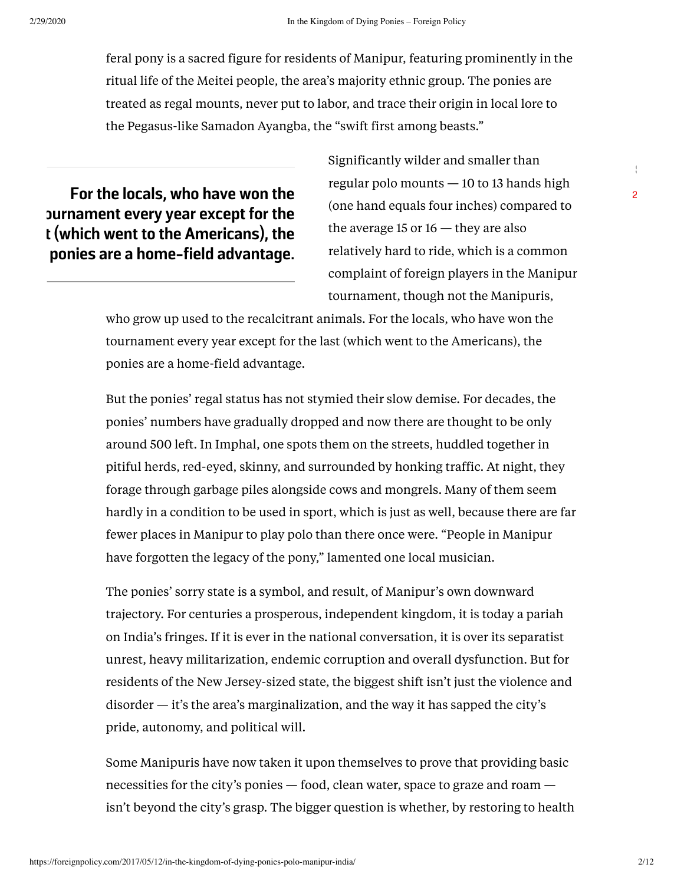feral pony is a sacred figure for residents of Manipur, featuring prominently in the ritual life of the Meitei people, the area's majority ethnic group. The ponies are treated as regal mounts, never put to labor, and trace their origin in local lore to the Pegasus-like Samadon Ayangba, the "swift first among beasts."

Significantly wilder and smaller than regular polo mounts — 10 to 13 hands high (one hand equals four inches) compared to the average 15 or 16 — they are also relatively hard to ride, which is a common complaint of foreign players in the Manipur tournament, though not the Manipuris, who grow up used to the recalcitrant animals. For the locals, who have won the tournament every year except for the last (which went to the Americans), the ponies are a home-field advantage.

But the ponies' regal status has not stymied their slow demise. For decades, the ponies' numbers have gradually dropped and now there are thought to be only around 500 left. In Imphal, one spots them on the streets, huddled together in pitiful herds, red-eyed, skinny, and surrounded by honking traffic. At night, they forage through garbage piles alongside cows and mongrels. Many of them seem hardly in a condition to be used in sport, which is just as well, because there are far fewer places in Manipur to play polo than there once were. "People in Manipur have forgotten the legacy of the pony," lamented one local musician.

The ponies' sorry state is a symbol, and result, of Manipur's own downward trajectory. For centuries a prosperous, independent kingdom, it is today a pariah on India's fringes. If it is ever in the national conversation, it is over its separatist unrest, heavy militarization, endemic corruption and overall dysfunction. But for residents of the New Jersey-sized state, the biggest shift isn't just the violence and disorder — it's the area's marginalization, and the way it has sapped the city's pride, autonomy, and political will.

Some Manipuris have now taken it upon themselves to prove that providing basic necessities for the city's ponies — food, clean water, space to graze and roam — isn't beyond the city's grasp. The bigger question is whether, by restoring to health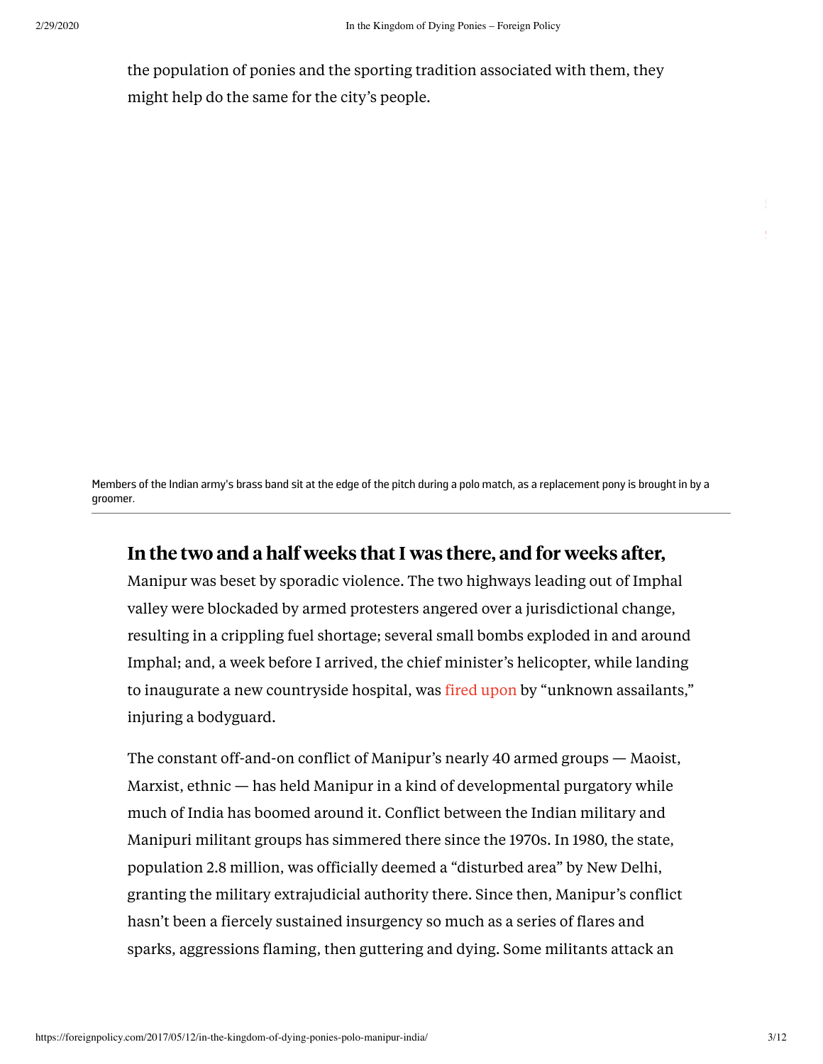the population of ponies and the sporting tradition associated with them, they might help do the same for the city's people.

Members of the Indian army's brass band sit at the edge of the pitch during a polo match, as a replacement pony is brought in by a groomer.

**In the two and a half weeks that I was there, and for weeks after,** Manipur was beset by sporadic violence. The two highways leading out of Imphal valley were blockaded by armed protesters angered over a jurisdictional change, resulting in a crippling fuel shortage; several small bombs exploded in and around Imphal; and, a week before I arrived, the chief minister's helicopter, while landing to inaugurate a new countryside hospital, was fired upon by "unknown assailants," injuring a bodyguard.

The constant off-and-on conflict of Manipur's nearly 40 armed groups — Maoist, Marxist, ethnic — has held Manipur in a kind of developmental purgatory while much of India has boomed around it. Conflict between the Indian military and Manipuri militant groups has simmered there since the 1970s. In 1980, the state, population 2.8 million, was officially deemed a "disturbed area" by New Delhi, granting the military extrajudicial authority there. Since then, Manipur's conflict hasn't been a fiercely sustained insurgency so much as a series of flares and sparks, aggressions flaming, then guttering and dying. Some militants attack an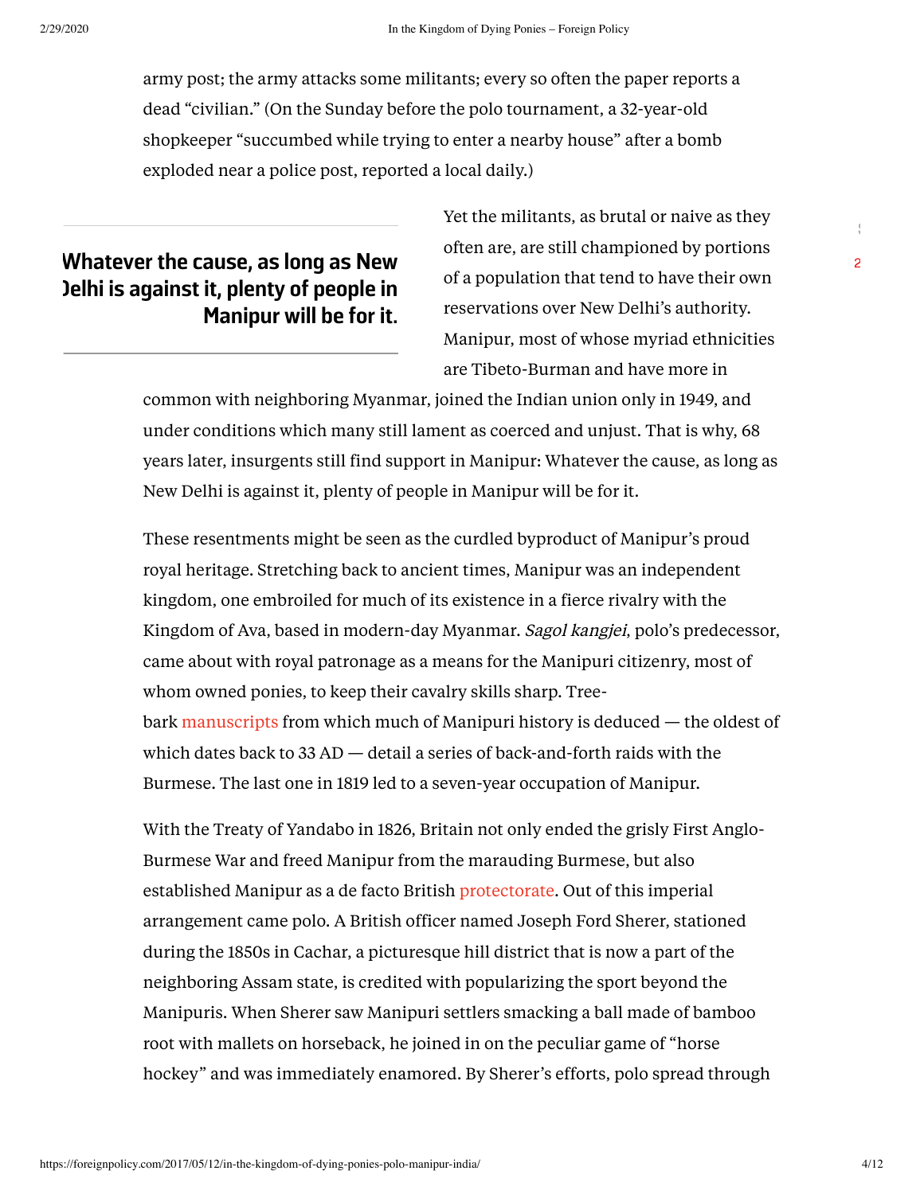army post; the army attacks some militants; every so often the paper reports a dead "civilian." (On the Sunday before the polo tournament, a 32-year-old shopkeeper "succumbed while trying to enter a nearby house" after a bomb exploded near a police post, reported a local daily.)

> **Whatever the cause, as long as New Delhi is against it, plenty of people in Manipur will be for it.**

Yet the militants, as brutal or naive as they often are, are still championed by portions of a population that tend to have their own reservations over New Delhi's authority. Manipur, most of whose myriad ethnicities are Tibeto-Burman and have more in common with neighboring Myanmar, joined the Indian union only in 1949, and under conditions which many still lament as coerced and unjust. That is why, 68 years later, insurgents still find support in Manipur: Whatever the cause, as long as New Delhi is against it, plenty of people in Manipur will be for it.

These resentments might be seen as the curdled byproduct of Manipur's proud royal heritage. Stretching back to ancient times, Manipur was an independent kingdom, one embroiled for much of its existence in a fierce rivalry with the Kingdom of Ava, based in modern-day Myanmar. *Sagol kangjei*, polo's predecessor, came about with royal patronage as a means for the Manipuri citizenry, most of whom owned ponies, to keep their cavalry skills sharp. Tree-bark manuscripts from which much of Manipuri history is deduced — the oldest of which dates back to 33 AD — detail a series of back-and-forth raids with the Burmese. The last one in 1819 led to a seven-year occupation of Manipur.

With the Treaty of Yandabo in 1826, Britain not only ended the grisly First Anglo-Burmese War and freed Manipur from the marauding Burmese, but also established Manipur as a de facto British protectorate. Out of this imperial arrangement came polo. A British officer named Joseph Ford Sherer, stationed during the 1850s in Cachar, a picturesque hill district that is now a part of the neighboring Assam state, is credited with popularizing the sport beyond the Manipuris. When Sherer saw Manipuri settlers smacking a ball made of bamboo root with mallets on horseback, he joined in on the peculiar game of "horse hockey" and was immediately enamored. By Sherer's efforts, polo spread through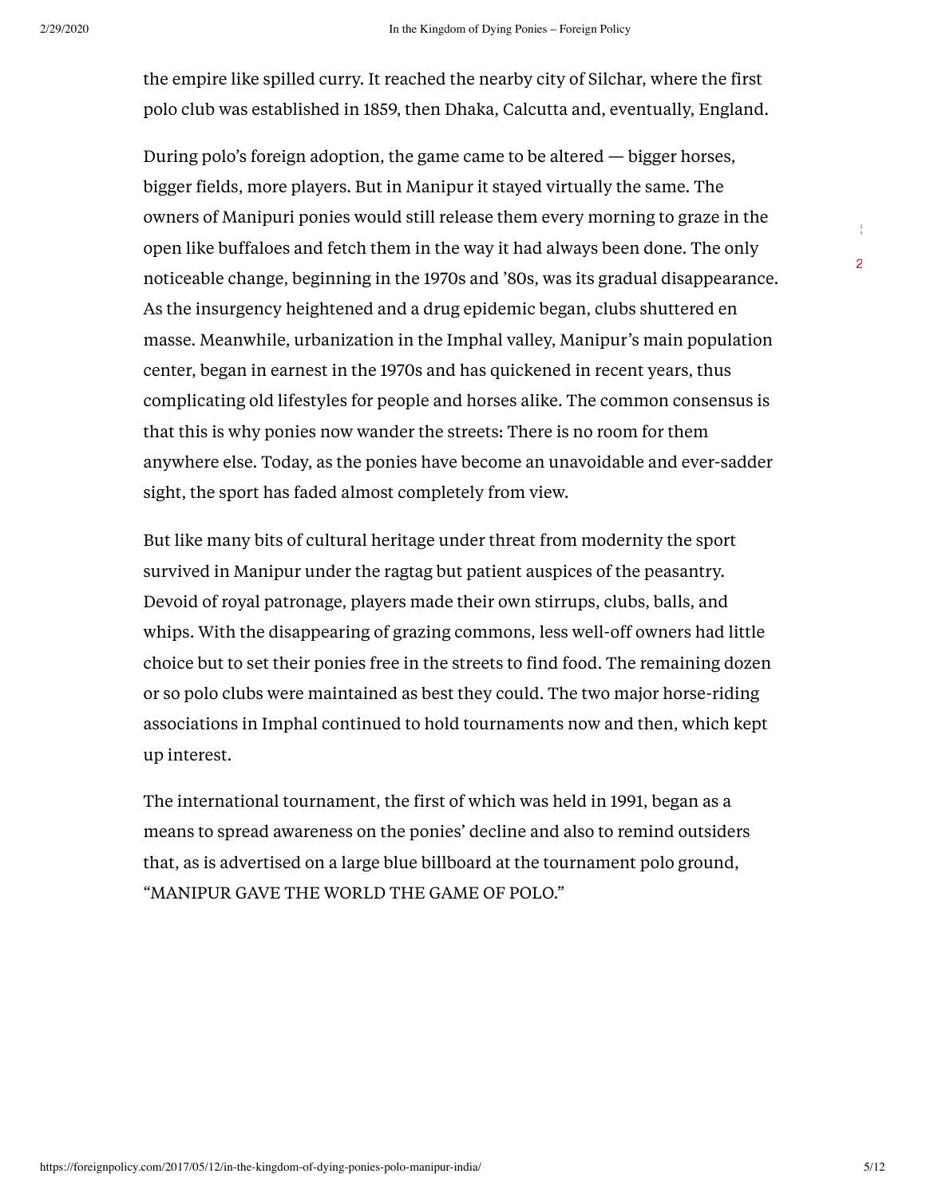the empire like spilled curry. It reached the nearby city of Silchar, where the first polo club was established in 1859, then Dhaka, Calcutta and, eventually, England.

During polo's foreign adoption, the game came to be altered — bigger horses, bigger fields, more players. But in Manipur it stayed virtually the same. The owners of Manipuri ponies would still release them every morning to graze in the open like buffaloes and fetch them in the way it had always been done. The only noticeable change, beginning in the 1970s and '80s, was its gradual disappearance. As the insurgency heightened and a drug epidemic began, clubs shuttered en masse. Meanwhile, urbanization in the Imphal valley, Manipur's main population center, began in earnest in the 1970s and has quickened in recent years, thus complicating old lifestyles for people and horses alike. The common consensus is that this is why ponies now wander the streets: There is no room for them anywhere else. Today, as the ponies have become an unavoidable and ever-sadder sight, the sport has faded almost completely from view.

But like many bits of cultural heritage under threat from modernity the sport survived in Manipur under the ragtag but patient auspices of the peasantry. Devoid of royal patronage, players made their own stirrups, clubs, balls, and whips. With the disappearing of grazing commons, less well-off owners had little choice but to set their ponies free in the streets to find food. The remaining dozen or so polo clubs were maintained as best they could. The two major horse-riding associations in Imphal continued to hold tournaments now and then, which kept up interest.

The international tournament, the first of which was held in 1991, began as a means to spread awareness on the ponies' decline and also to remind outsiders that, as is advertised on a large blue billboard at the tournament polo ground, "MANIPUR GAVE THE WORLD THE GAME OF POLO."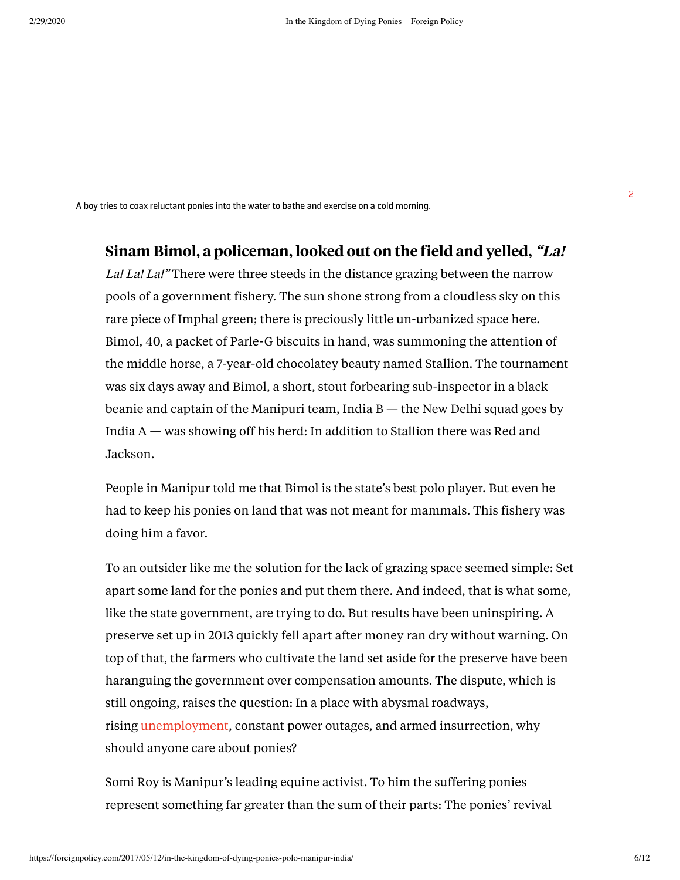A boy tries to coax reluctant ponies into the water to bathe and exercise on a cold morning.

**Sinam Bimol, a policeman, looked out on the field and yelled, *"La! La! La! La!"*** There were three steeds in the distance grazing between the narrow pools of a government fishery. The sun shone strong from a cloudless sky on this rare piece of Imphal green; there is preciously little un-urbanized space here. Bimol, 40, a packet of Parle-G biscuits in hand, was summoning the attention of the middle horse, a 7-year-old chocolatey beauty named Stallion. The tournament was six days away and Bimol, a short, stout forbearing sub-inspector in a black beanie and captain of the Manipuri team, India B — the New Delhi squad goes by India A — was showing off his herd: In addition to Stallion there was Red and Jackson.

People in Manipur told me that Bimol is the state's best polo player. But even he had to keep his ponies on land that was not meant for mammals. This fishery was doing him a favor.

To an outsider like me the solution for the lack of grazing space seemed simple: Set apart some land for the ponies and put them there. And indeed, that is what some, like the state government, are trying to do. But results have been uninspiring. A preserve set up in 2013 quickly fell apart after money ran dry without warning. On top of that, the farmers who cultivate the land set aside for the preserve have been haranguing the government over compensation amounts. The dispute, which is still ongoing, raises the question: In a place with abysmal roadways, rising unemployment, constant power outages, and armed insurrection, why should anyone care about ponies?

Somi Roy is Manipur's leading equine activist. To him the suffering ponies represent something far greater than the sum of their parts: The ponies' revival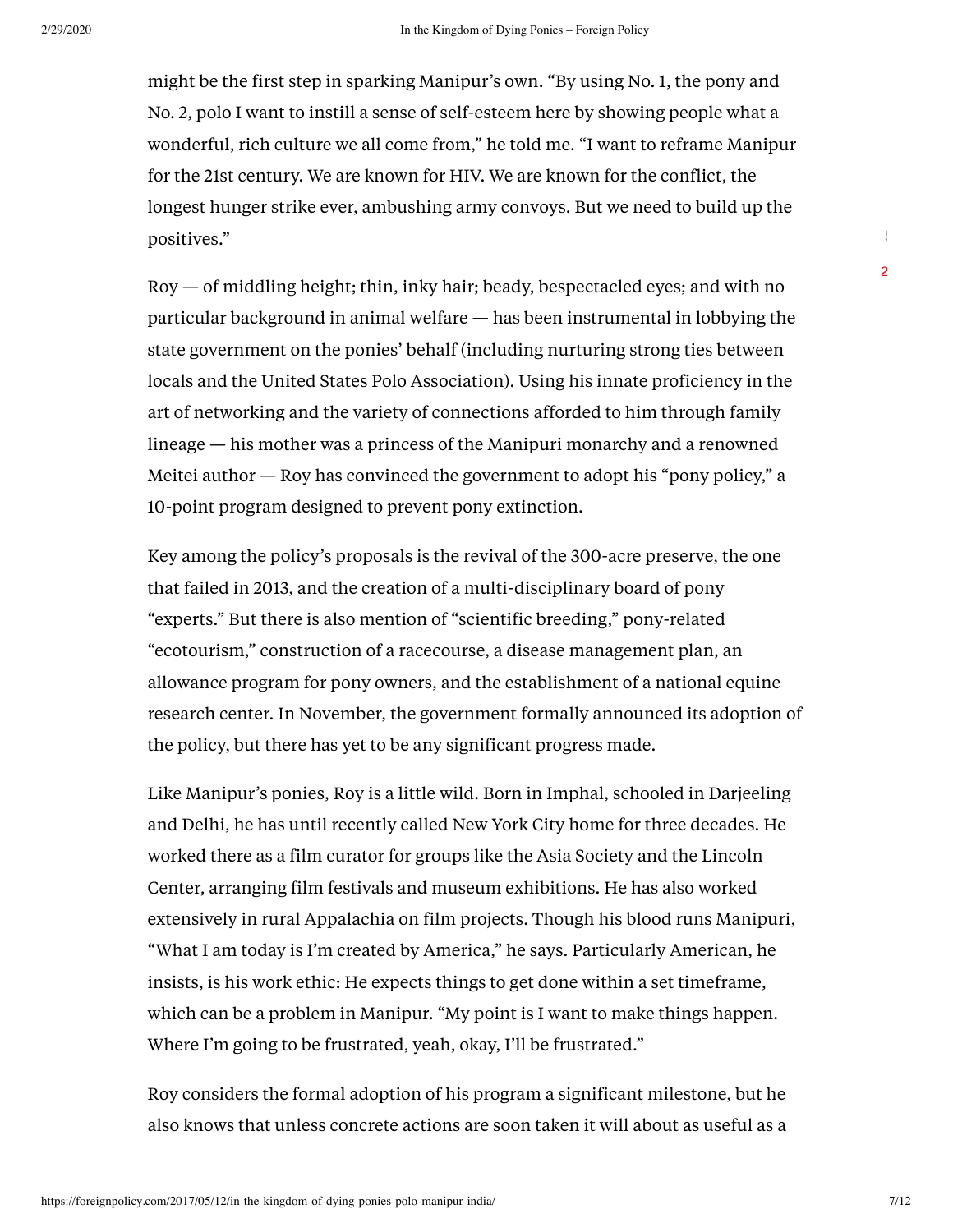might be the first step in sparking Manipur's own. "By using No. 1, the pony and No. 2, polo I want to instill a sense of self-esteem here by showing people what a wonderful, rich culture we all come from," he told me. "I want to reframe Manipur for the 21st century. We are known for HIV. We are known for the conflict, the longest hunger strike ever, ambushing army convoys. But we need to build up the positives."

Roy — of middling height; thin, inky hair; beady, bespectacled eyes; and with no particular background in animal welfare — has been instrumental in lobbying the state government on the ponies' behalf (including nurturing strong ties between locals and the United States Polo Association). Using his innate proficiency in the art of networking and the variety of connections afforded to him through family lineage — his mother was a princess of the Manipuri monarchy and a renowned Meitei author — Roy has convinced the government to adopt his "pony policy," a 10-point program designed to prevent pony extinction.

Key among the policy's proposals is the revival of the 300-acre preserve, the one that failed in 2013, and the creation of a multi-disciplinary board of pony "experts." But there is also mention of "scientific breeding," pony-related "ecotourism," construction of a racecourse, a disease management plan, an allowance program for pony owners, and the establishment of a national equine research center. In November, the government formally announced its adoption of the policy, but there has yet to be any significant progress made.

Like Manipur's ponies, Roy is a little wild. Born in Imphal, schooled in Darjeeling and Delhi, he has until recently called New York City home for three decades. He worked there as a film curator for groups like the Asia Society and the Lincoln Center, arranging film festivals and museum exhibitions. He has also worked extensively in rural Appalachia on film projects. Though his blood runs Manipuri, "What I am today is I'm created by America," he says. Particularly American, he insists, is his work ethic: He expects things to get done within a set timeframe, which can be a problem in Manipur. "My point is I want to make things happen. Where I'm going to be frustrated, yeah, okay, I'll be frustrated."

Roy considers the formal adoption of his program a significant milestone, but he also knows that unless concrete actions are soon taken it will about as useful as a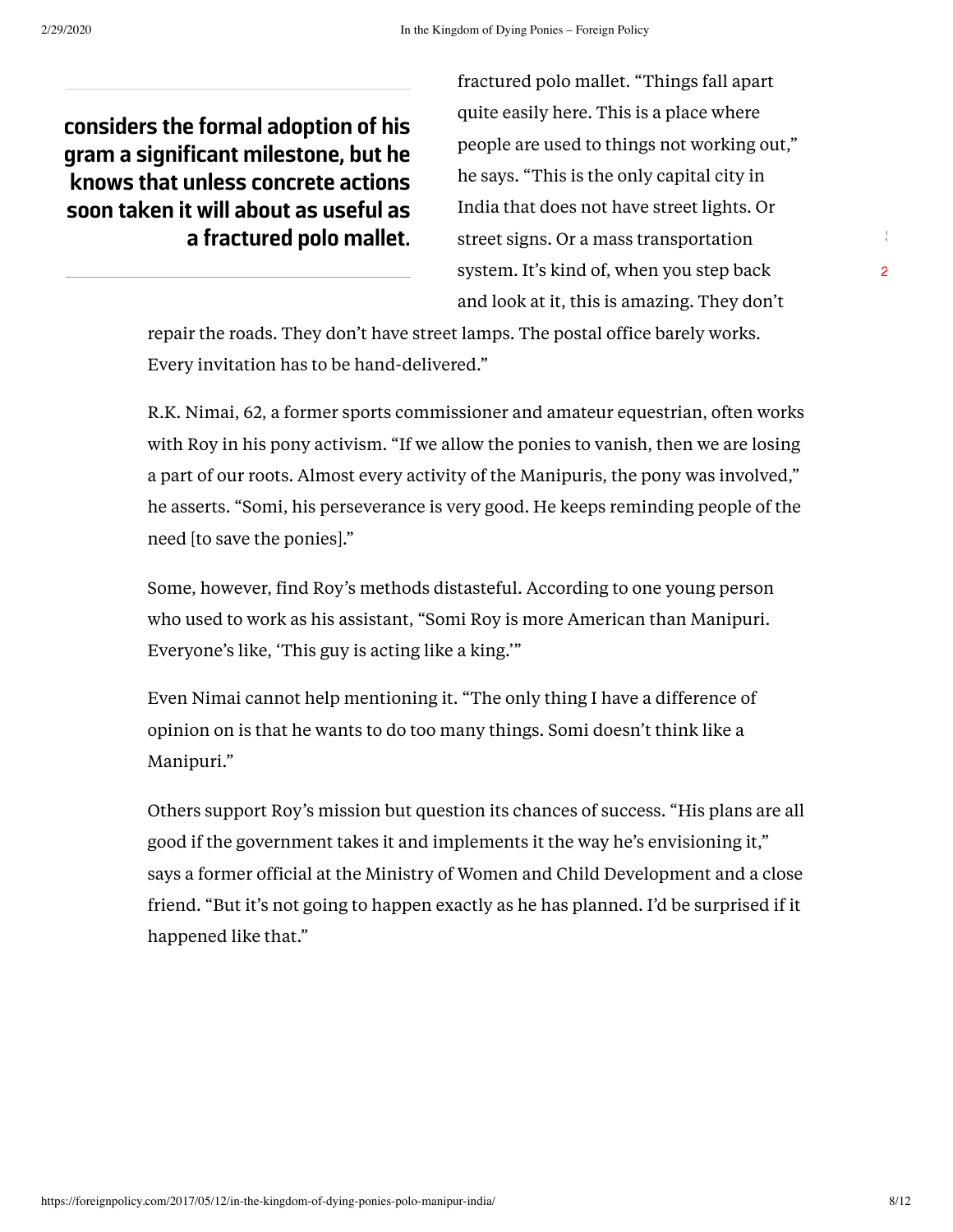> considers the formal adoption of his gram a significant milestone, but he knows that unless concrete actions soon taken it will about as useful as a fractured polo mallet.

fractured polo mallet. "Things fall apart quite easily here. This is a place where people are used to things not working out," he says. "This is the only capital city in India that does not have street lights. Or street signs. Or a mass transportation system. It's kind of, when you step back and look at it, this is amazing. They don't repair the roads. They don't have street lamps. The postal office barely works. Every invitation has to be hand-delivered."

R.K. Nimai, 62, a former sports commissioner and amateur equestrian, often works with Roy in his pony activism. "If we allow the ponies to vanish, then we are losing a part of our roots. Almost every activity of the Manipuris, the pony was involved," he asserts. "Somi, his perseverance is very good. He keeps reminding people of the need [to save the ponies]."

Some, however, find Roy's methods distasteful. According to one young person who used to work as his assistant, "Somi Roy is more American than Manipuri. Everyone's like, 'This guy is acting like a king.'"

Even Nimai cannot help mentioning it. "The only thing I have a difference of opinion on is that he wants to do too many things. Somi doesn't think like a Manipuri."

Others support Roy's mission but question its chances of success. "His plans are all good if the government takes it and implements it the way he's envisioning it," says a former official at the Ministry of Women and Child Development and a close friend. "But it's not going to happen exactly as he has planned. I'd be surprised if it happened like that."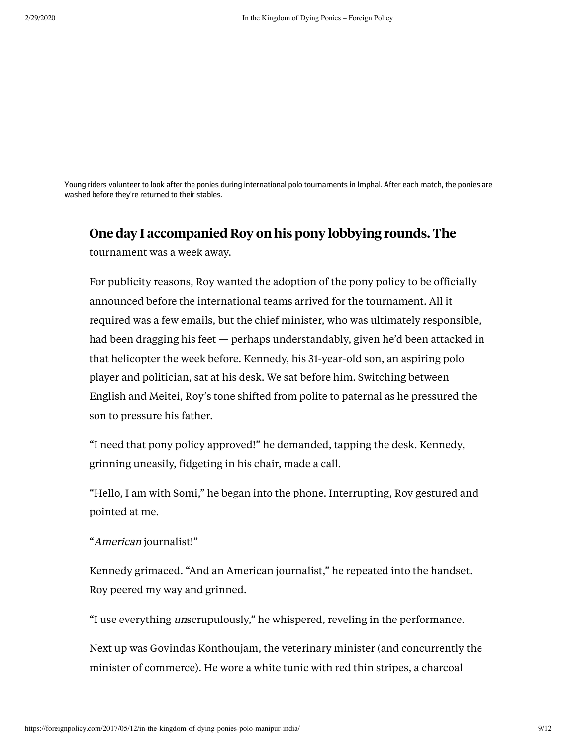Young riders volunteer to look after the ponies during international polo tournaments in Imphal. After each match, the ponies are washed before they're returned to their stables.

**One day I accompanied Roy on his pony lobbying rounds. The** tournament was a week away.

For publicity reasons, Roy wanted the adoption of the pony policy to be officially announced before the international teams arrived for the tournament. All it required was a few emails, but the chief minister, who was ultimately responsible, had been dragging his feet — perhaps understandably, given he'd been attacked in that helicopter the week before. Kennedy, his 31-year-old son, an aspiring polo player and politician, sat at his desk. We sat before him. Switching between English and Meitei, Roy's tone shifted from polite to paternal as he pressured the son to pressure his father.

"I need that pony policy approved!" he demanded, tapping the desk. Kennedy, grinning uneasily, fidgeting in his chair, made a call.

"Hello, I am with Somi," he began into the phone. Interrupting, Roy gestured and pointed at me.

"*American* journalist!"

Kennedy grimaced. "And an American journalist," he repeated into the handset. Roy peered my way and grinned.

"I use everything *un*scrupulously," he whispered, reveling in the performance.

Next up was Govindas Konthoujam, the veterinary minister (and concurrently the minister of commerce). He wore a white tunic with red thin stripes, a charcoal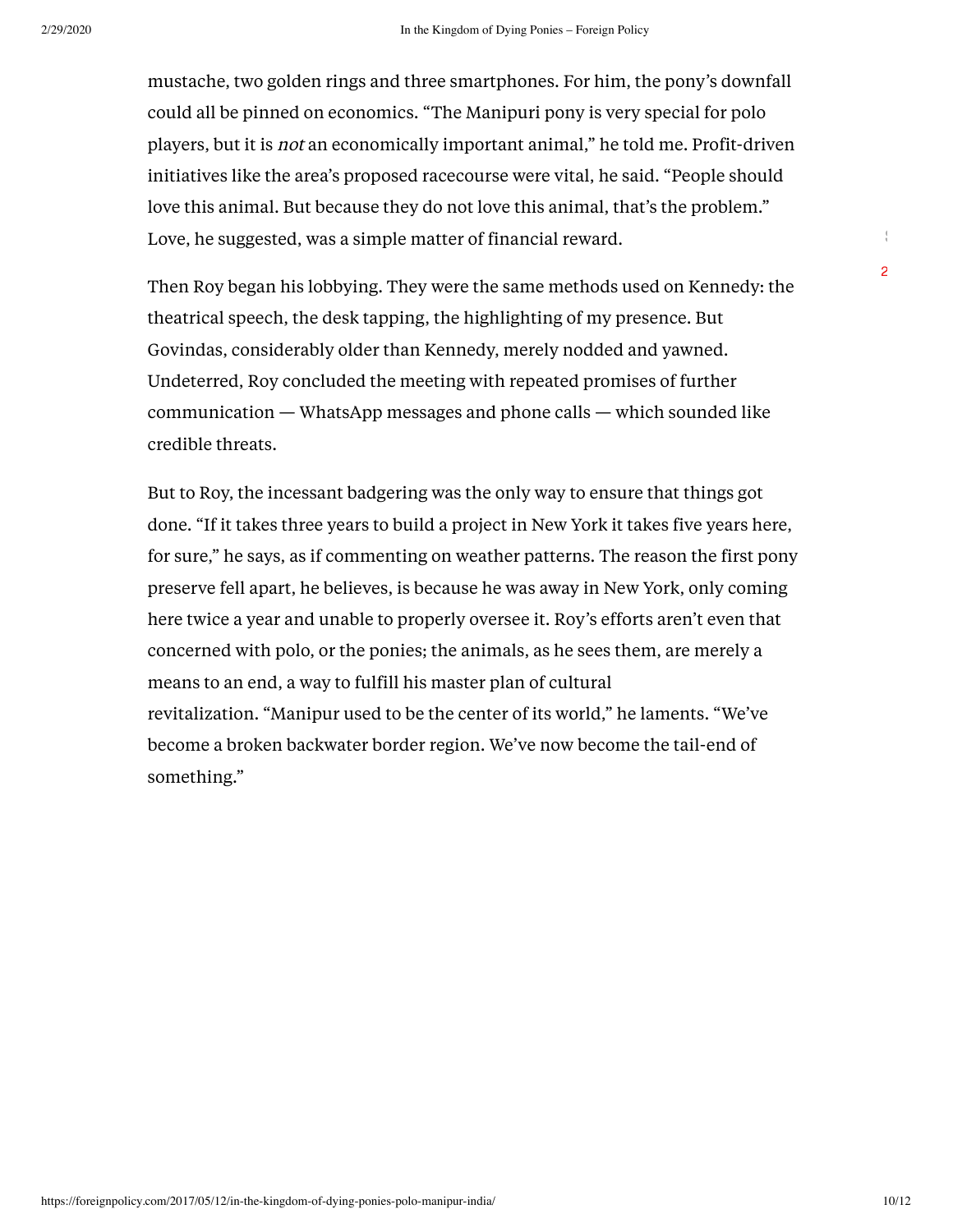mustache, two golden rings and three smartphones. For him, the pony's downfall could all be pinned on economics. "The Manipuri pony is very special for polo players, but it is *not* an economically important animal," he told me. Profit-driven initiatives like the area's proposed racecourse were vital, he said. "People should love this animal. But because they do not love this animal, that's the problem." Love, he suggested, was a simple matter of financial reward.

Then Roy began his lobbying. They were the same methods used on Kennedy: the theatrical speech, the desk tapping, the highlighting of my presence. But Govindas, considerably older than Kennedy, merely nodded and yawned. Undeterred, Roy concluded the meeting with repeated promises of further communication — WhatsApp messages and phone calls — which sounded like credible threats.

But to Roy, the incessant badgering was the only way to ensure that things got done. "If it takes three years to build a project in New York it takes five years here, for sure," he says, as if commenting on weather patterns. The reason the first pony preserve fell apart, he believes, is because he was away in New York, only coming here twice a year and unable to properly oversee it. Roy's efforts aren't even that concerned with polo, or the ponies; the animals, as he sees them, are merely a means to an end, a way to fulfill his master plan of cultural revitalization. "Manipur used to be the center of its world," he laments. "We've become a broken backwater border region. We've now become the tail-end of something."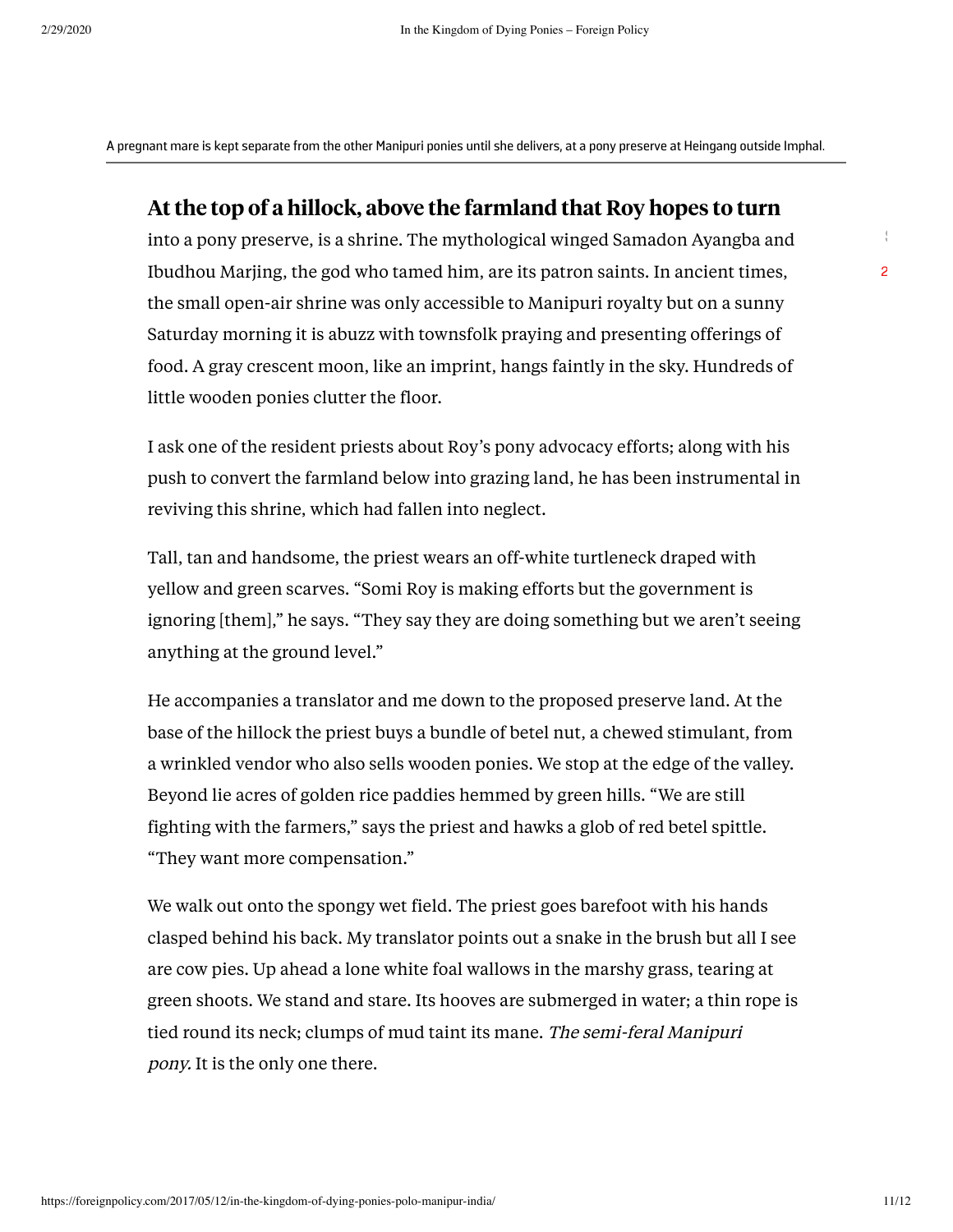A pregnant mare is kept separate from the other Manipuri ponies until she delivers, at a pony preserve at Heingang outside Imphal.

**At the top of a hillock, above the farmland that Roy hopes to turn** into a pony preserve, is a shrine. The mythological winged Samadon Ayangba and Ibudhou Marjing, the god who tamed him, are its patron saints. In ancient times, the small open-air shrine was only accessible to Manipuri royalty but on a sunny Saturday morning it is abuzz with townsfolk praying and presenting offerings of food. A gray crescent moon, like an imprint, hangs faintly in the sky. Hundreds of little wooden ponies clutter the floor.

I ask one of the resident priests about Roy's pony advocacy efforts; along with his push to convert the farmland below into grazing land, he has been instrumental in reviving this shrine, which had fallen into neglect.

Tall, tan and handsome, the priest wears an off-white turtleneck draped with yellow and green scarves. "Somi Roy is making efforts but the government is ignoring [them]," he says. "They say they are doing something but we aren't seeing anything at the ground level."

He accompanies a translator and me down to the proposed preserve land. At the base of the hillock the priest buys a bundle of betel nut, a chewed stimulant, from a wrinkled vendor who also sells wooden ponies. We stop at the edge of the valley. Beyond lie acres of golden rice paddies hemmed by green hills. "We are still fighting with the farmers," says the priest and hawks a glob of red betel spittle. "They want more compensation."

We walk out onto the spongy wet field. The priest goes barefoot with his hands clasped behind his back. My translator points out a snake in the brush but all I see are cow pies. Up ahead a lone white foal wallows in the marshy grass, tearing at green shoots. We stand and stare. Its hooves are submerged in water; a thin rope is tied round its neck; clumps of mud taint its mane. *The semi-feral Manipuri pony.* It is the only one there.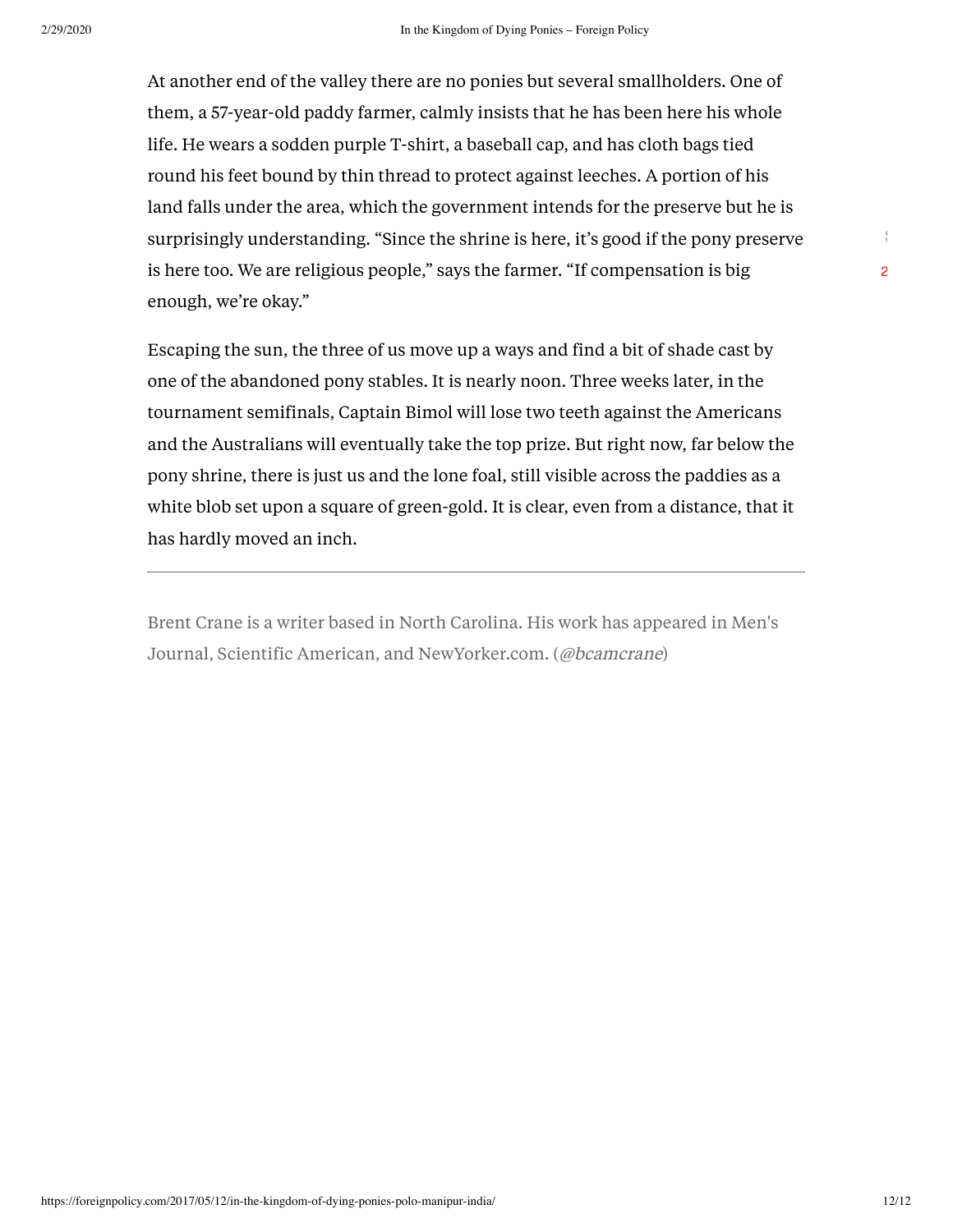At another end of the valley there are no ponies but several smallholders. One of them, a 57-year-old paddy farmer, calmly insists that he has been here his whole life. He wears a sodden purple T-shirt, a baseball cap, and has cloth bags tied round his feet bound by thin thread to protect against leeches. A portion of his land falls under the area, which the government intends for the preserve but he is surprisingly understanding. "Since the shrine is here, it's good if the pony preserve is here too. We are religious people," says the farmer. "If compensation is big enough, we're okay."

Escaping the sun, the three of us move up a ways and find a bit of shade cast by one of the abandoned pony stables. It is nearly noon. Three weeks later, in the tournament semifinals, Captain Bimol will lose two teeth against the Americans and the Australians will eventually take the top prize. But right now, far below the pony shrine, there is just us and the lone foal, still visible across the paddies as a white blob set upon a square of green-gold. It is clear, even from a distance, that it has hardly moved an inch.

---

Brent Crane is a writer based in North Carolina. His work has appeared in Men's Journal, Scientific American, and NewYorker.com. (*@bcamcrane*)